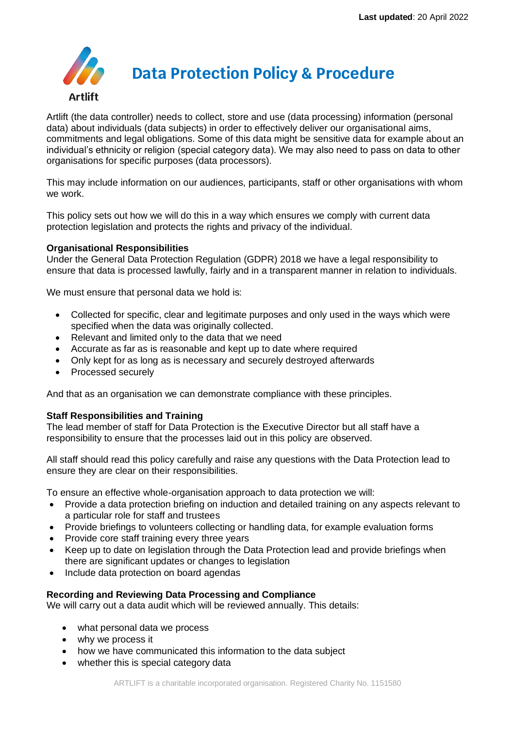**Last updated**: 20 April 2022

Artlift

# Data Protection Policy & Procedure

Artlift (the data controller) needs to collect, store and use (data processing) information (personal data) about individuals (data subjects) in order to effectively deliver our organisational aims, commitments and legal obligations. Some of this data might be sensitive data for example about an individual's ethnicity or religion (special category data). We may also need to pass on data to other organisations for specific purposes (data processors).

This may include information on our audiences, participants, staff or other organisations with whom we work.

This policy sets out how we will do this in a way which ensures we comply with current data protection legislation and protects the rights and privacy of the individual.

**Organisational Responsibilities**
Under the General Data Protection Regulation (GDPR) 2018 we have a legal responsibility to ensure that data is processed lawfully, fairly and in a transparent manner in relation to individuals.

We must ensure that personal data we hold is:

- Collected for specific, clear and legitimate purposes and only used in the ways which were specified when the data was originally collected.
- Relevant and limited only to the data that we need
- Accurate as far as is reasonable and kept up to date where required
- Only kept for as long as is necessary and securely destroyed afterwards
- Processed securely

And that as an organisation we can demonstrate compliance with these principles.

**Staff Responsibilities and Training**
The lead member of staff for Data Protection is the Executive Director but all staff have a responsibility to ensure that the processes laid out in this policy are observed.

All staff should read this policy carefully and raise any questions with the Data Protection lead to ensure they are clear on their responsibilities.

To ensure an effective whole-organisation approach to data protection we will:

- Provide a data protection briefing on induction and detailed training on any aspects relevant to a particular role for staff and trustees
- Provide briefings to volunteers collecting or handling data, for example evaluation forms
- Provide core staff training every three years
- Keep up to date on legislation through the Data Protection lead and provide briefings when there are significant updates or changes to legislation
- Include data protection on board agendas

**Recording and Reviewing Data Processing and Compliance**
We will carry out a data audit which will be reviewed annually. This details:

- what personal data we process
- why we process it
- how we have communicated this information to the data subject
- whether this is special category data

ARTLIFT is a charitable incorporated organisation. Registered Charity No. 1151580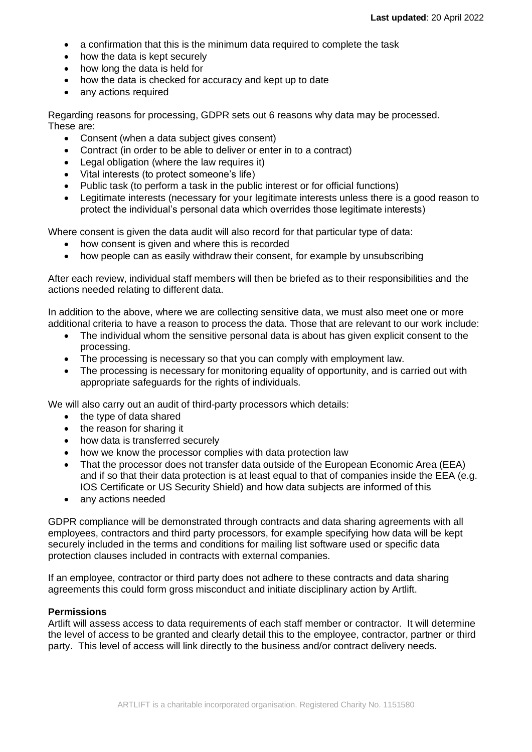- a confirmation that this is the minimum data required to complete the task
- how the data is kept securely
- how long the data is held for
- how the data is checked for accuracy and kept up to date
- any actions required

Regarding reasons for processing, GDPR sets out 6 reasons why data may be processed. These are:

- Consent (when a data subject gives consent)
- Contract (in order to be able to deliver or enter in to a contract)
- Legal obligation (where the law requires it)
- Vital interests (to protect someone's life)
- Public task (to perform a task in the public interest or for official functions)
- Legitimate interests (necessary for your legitimate interests unless there is a good reason to protect the individual's personal data which overrides those legitimate interests)

Where consent is given the data audit will also record for that particular type of data:

- how consent is given and where this is recorded
- how people can as easily withdraw their consent, for example by unsubscribing

After each review, individual staff members will then be briefed as to their responsibilities and the actions needed relating to different data.

In addition to the above, where we are collecting sensitive data, we must also meet one or more additional criteria to have a reason to process the data. Those that are relevant to our work include:

- The individual whom the sensitive personal data is about has given explicit consent to the processing.
- The processing is necessary so that you can comply with employment law.
- The processing is necessary for monitoring equality of opportunity, and is carried out with appropriate safeguards for the rights of individuals.

We will also carry out an audit of third-party processors which details:

- the type of data shared
- the reason for sharing it
- how data is transferred securely
- how we know the processor complies with data protection law
- That the processor does not transfer data outside of the European Economic Area (EEA) and if so that their data protection is at least equal to that of companies inside the EEA (e.g. IOS Certificate or US Security Shield) and how data subjects are informed of this
- any actions needed

GDPR compliance will be demonstrated through contracts and data sharing agreements with all employees, contractors and third party processors, for example specifying how data will be kept securely included in the terms and conditions for mailing list software used or specific data protection clauses included in contracts with external companies.

If an employee, contractor or third party does not adhere to these contracts and data sharing agreements this could form gross misconduct and initiate disciplinary action by Artlift.

**Permissions**

Artlift will assess access to data requirements of each staff member or contractor. It will determine the level of access to be granted and clearly detail this to the employee, contractor, partner or third party. This level of access will link directly to the business and/or contract delivery needs.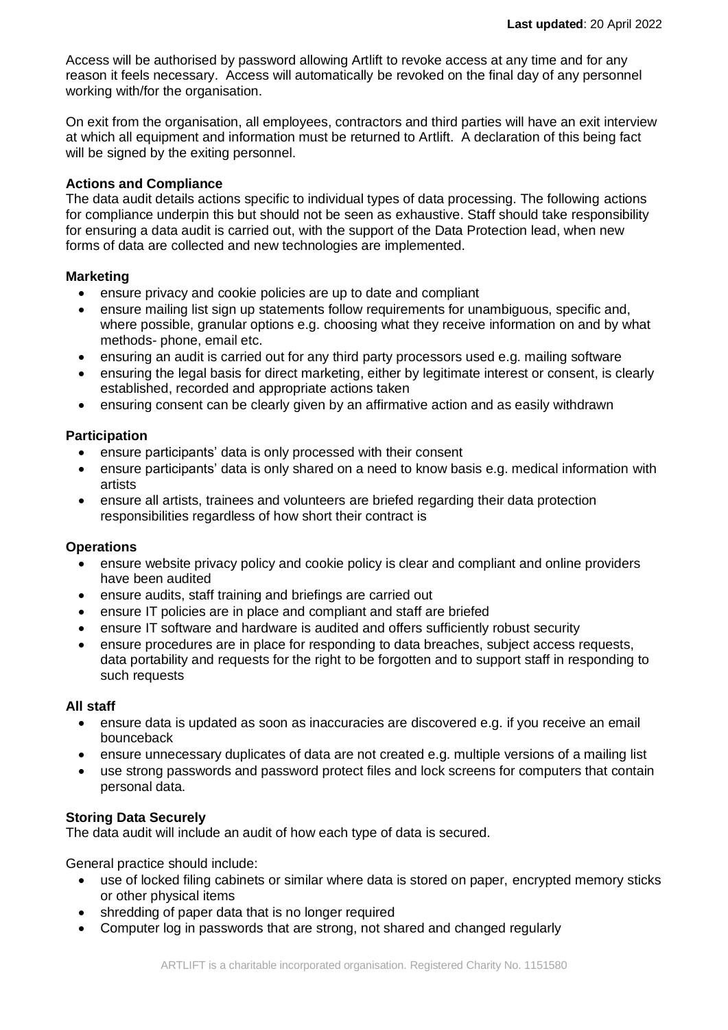Access will be authorised by password allowing Artlift to revoke access at any time and for any reason it feels necessary. Access will automatically be revoked on the final day of any personnel working with/for the organisation.

On exit from the organisation, all employees, contractors and third parties will have an exit interview at which all equipment and information must be returned to Artlift. A declaration of this being fact will be signed by the exiting personnel.

**Actions and Compliance**

The data audit details actions specific to individual types of data processing. The following actions for compliance underpin this but should not be seen as exhaustive. Staff should take responsibility for ensuring a data audit is carried out, with the support of the Data Protection lead, when new forms of data are collected and new technologies are implemented.

**Marketing**

- ensure privacy and cookie policies are up to date and compliant
- ensure mailing list sign up statements follow requirements for unambiguous, specific and, where possible, granular options e.g. choosing what they receive information on and by what methods- phone, email etc.
- ensuring an audit is carried out for any third party processors used e.g. mailing software
- ensuring the legal basis for direct marketing, either by legitimate interest or consent, is clearly established, recorded and appropriate actions taken
- ensuring consent can be clearly given by an affirmative action and as easily withdrawn

**Participation**

- ensure participants' data is only processed with their consent
- ensure participants' data is only shared on a need to know basis e.g. medical information with artists
- ensure all artists, trainees and volunteers are briefed regarding their data protection responsibilities regardless of how short their contract is

**Operations**

- ensure website privacy policy and cookie policy is clear and compliant and online providers have been audited
- ensure audits, staff training and briefings are carried out
- ensure IT policies are in place and compliant and staff are briefed
- ensure IT software and hardware is audited and offers sufficiently robust security
- ensure procedures are in place for responding to data breaches, subject access requests, data portability and requests for the right to be forgotten and to support staff in responding to such requests

**All staff**

- ensure data is updated as soon as inaccuracies are discovered e.g. if you receive an email bounceback
- ensure unnecessary duplicates of data are not created e.g. multiple versions of a mailing list
- use strong passwords and password protect files and lock screens for computers that contain personal data.

**Storing Data Securely**

The data audit will include an audit of how each type of data is secured.

General practice should include:

- use of locked filing cabinets or similar where data is stored on paper, encrypted memory sticks or other physical items
- shredding of paper data that is no longer required
- Computer log in passwords that are strong, not shared and changed regularly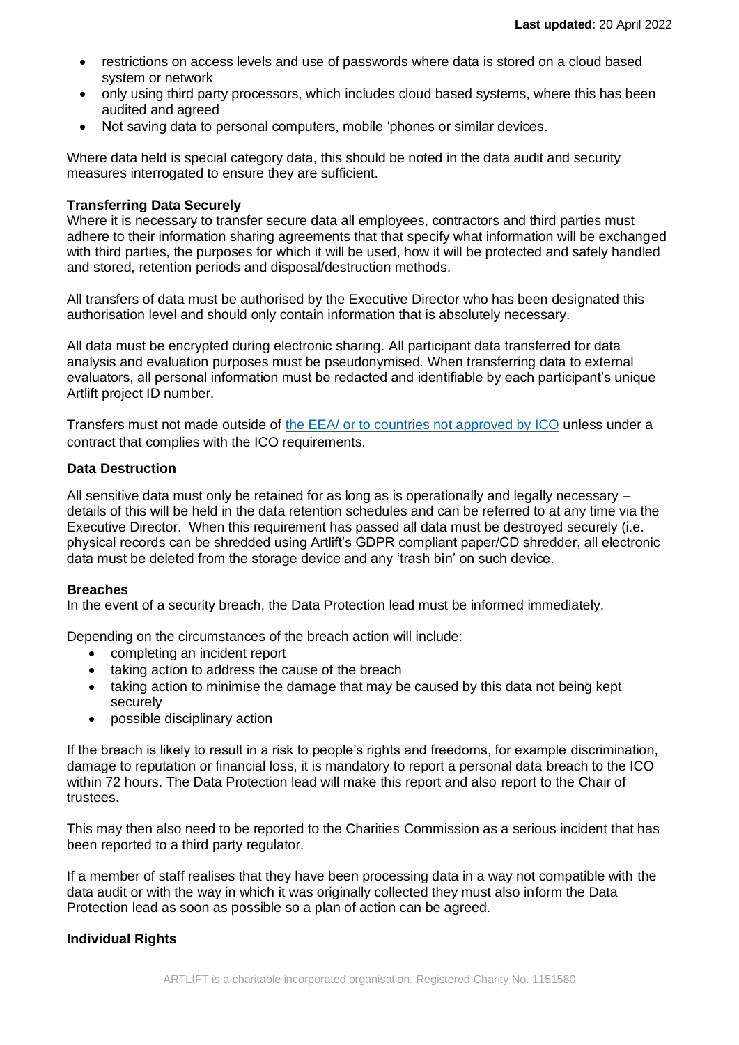- restrictions on access levels and use of passwords where data is stored on a cloud based system or network
- only using third party processors, which includes cloud based systems, where this has been audited and agreed
- Not saving data to personal computers, mobile 'phones or similar devices.

Where data held is special category data, this should be noted in the data audit and security measures interrogated to ensure they are sufficient.

**Transferring Data Securely**

Where it is necessary to transfer secure data all employees, contractors and third parties must adhere to their information sharing agreements that that specify what information will be exchanged with third parties, the purposes for which it will be used, how it will be protected and safely handled and stored, retention periods and disposal/destruction methods.

All transfers of data must be authorised by the Executive Director who has been designated this authorisation level and should only contain information that is absolutely necessary.

All data must be encrypted during electronic sharing. All participant data transferred for data analysis and evaluation purposes must be pseudonymised. When transferring data to external evaluators, all personal information must be redacted and identifiable by each participant's unique Artlift project ID number.

Transfers must not made outside of the EEA/ or to countries not approved by ICO unless under a contract that complies with the ICO requirements.

**Data Destruction**

All sensitive data must only be retained for as long as is operationally and legally necessary – details of this will be held in the data retention schedules and can be referred to at any time via the Executive Director. When this requirement has passed all data must be destroyed securely (i.e. physical records can be shredded using Artlift's GDPR compliant paper/CD shredder, all electronic data must be deleted from the storage device and any 'trash bin' on such device.

**Breaches**

In the event of a security breach, the Data Protection lead must be informed immediately.

Depending on the circumstances of the breach action will include:

- completing an incident report
- taking action to address the cause of the breach
- taking action to minimise the damage that may be caused by this data not being kept securely
- possible disciplinary action

If the breach is likely to result in a risk to people's rights and freedoms, for example discrimination, damage to reputation or financial loss, it is mandatory to report a personal data breach to the ICO within 72 hours. The Data Protection lead will make this report and also report to the Chair of trustees.

This may then also need to be reported to the Charities Commission as a serious incident that has been reported to a third party regulator.

If a member of staff realises that they have been processing data in a way not compatible with the data audit or with the way in which it was originally collected they must also inform the Data Protection lead as soon as possible so a plan of action can be agreed.

**Individual Rights**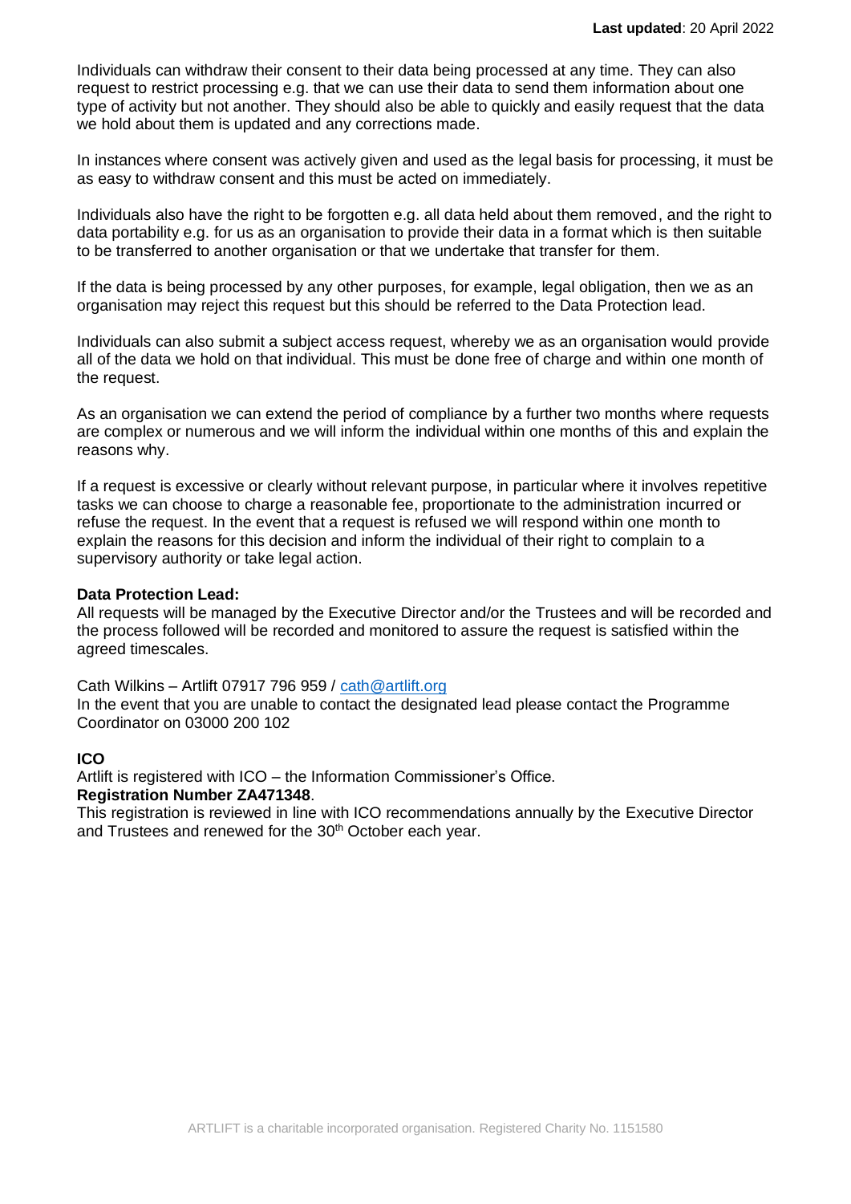Individuals can withdraw their consent to their data being processed at any time. They can also request to restrict processing e.g. that we can use their data to send them information about one type of activity but not another. They should also be able to quickly and easily request that the data we hold about them is updated and any corrections made.

In instances where consent was actively given and used as the legal basis for processing, it must be as easy to withdraw consent and this must be acted on immediately.

Individuals also have the right to be forgotten e.g. all data held about them removed, and the right to data portability e.g. for us as an organisation to provide their data in a format which is then suitable to be transferred to another organisation or that we undertake that transfer for them.

If the data is being processed by any other purposes, for example, legal obligation, then we as an organisation may reject this request but this should be referred to the Data Protection lead.

Individuals can also submit a subject access request, whereby we as an organisation would provide all of the data we hold on that individual. This must be done free of charge and within one month of the request.

As an organisation we can extend the period of compliance by a further two months where requests are complex or numerous and we will inform the individual within one months of this and explain the reasons why.

If a request is excessive or clearly without relevant purpose, in particular where it involves repetitive tasks we can choose to charge a reasonable fee, proportionate to the administration incurred or refuse the request. In the event that a request is refused we will respond within one month to explain the reasons for this decision and inform the individual of their right to complain to a supervisory authority or take legal action.

**Data Protection Lead:**
All requests will be managed by the Executive Director and/or the Trustees and will be recorded and the process followed will be recorded and monitored to assure the request is satisfied within the agreed timescales.

Cath Wilkins – Artlift 07917 796 959 / cath@artlift.org
In the event that you are unable to contact the designated lead please contact the Programme Coordinator on 03000 200 102

**ICO**
Artlift is registered with ICO – the Information Commissioner's Office.
**Registration Number ZA471348**.
This registration is reviewed in line with ICO recommendations annually by the Executive Director and Trustees and renewed for the 30th October each year.